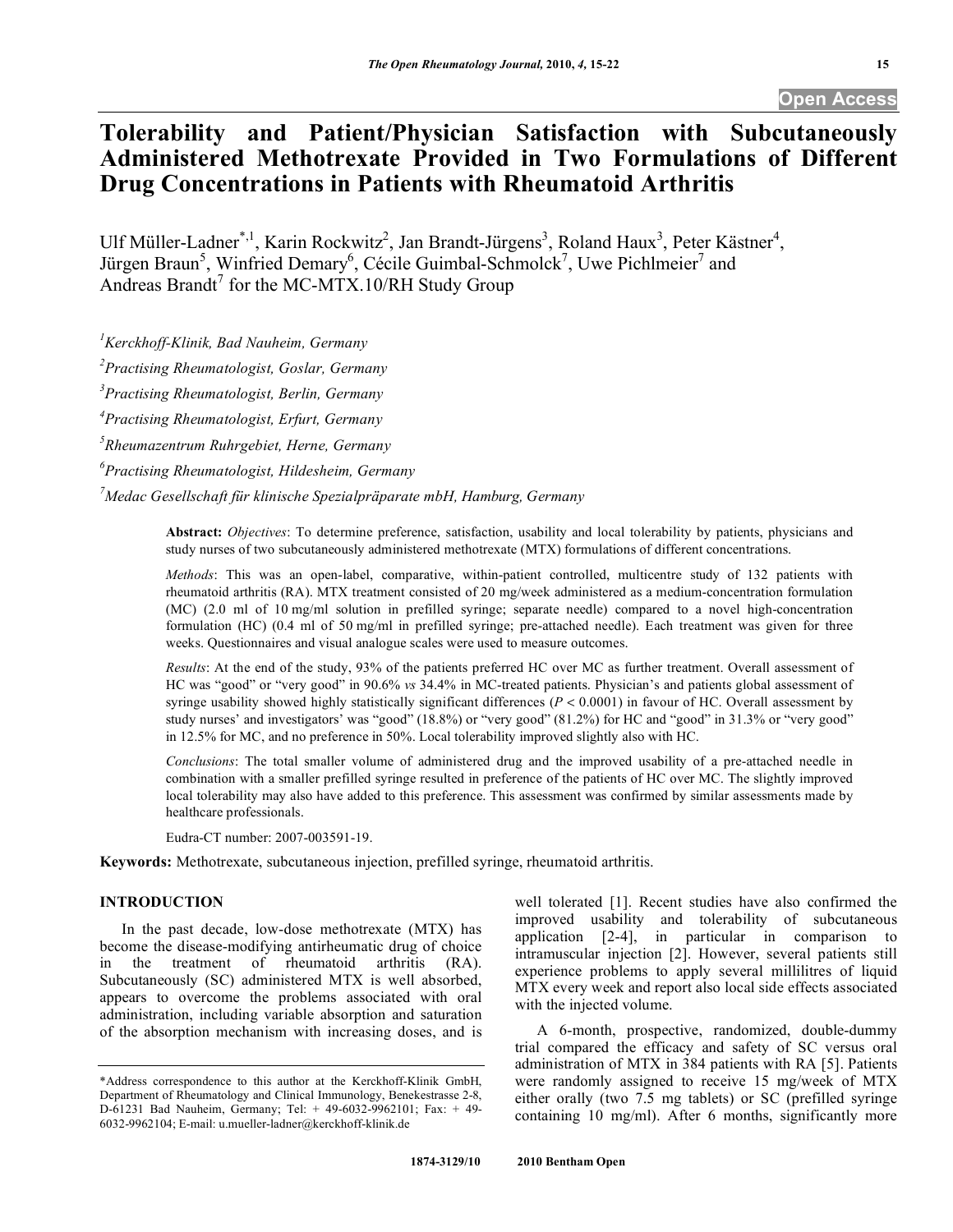# Tolerability and Patient/Physician Satisfaction with Subcutaneously Administered Methotrexate Provided in Two Formulations of Different Drug Concentrations in Patients with Rheumatoid Arthritis

Ulf Müller-Ladner[*,1], Karin Rockwitz[2], Jan Brandt-Jürgens[3], Roland Haux[3], Peter Kästner[4], Jürgen Braun[5], Winfried Demary[6], Cécile Guimbal-Schmolck[7], Uwe Pichlmeier[7] and Andreas Brandt[7] for the MC-MTX.10/RH Study Group

[1]*Kerckhoff-Klinik, Bad Nauheim, Germany*

[2]*Practising Rheumatologist, Goslar, Germany*

[3]*Practising Rheumatologist, Berlin, Germany*

[4]*Practising Rheumatologist, Erfurt, Germany*

[5]*Rheumazentrum Ruhrgebiet, Herne, Germany*

[6]*Practising Rheumatologist, Hildesheim, Germany*

[7]*Medac Gesellschaft für klinische Spezialpräparate mbH, Hamburg, Germany*

**Abstract:** *Objectives*: To determine preference, satisfaction, usability and local tolerability by patients, physicians and study nurses of two subcutaneously administered methotrexate (MTX) formulations of different concentrations.

*Methods*: This was an open-label, comparative, within-patient controlled, multicentre study of 132 patients with rheumatoid arthritis (RA). MTX treatment consisted of 20 mg/week administered as a medium-concentration formulation (MC) (2.0 ml of 10 mg/ml solution in prefilled syringe; separate needle) compared to a novel high-concentration formulation (HC) (0.4 ml of 50 mg/ml in prefilled syringe; pre-attached needle). Each treatment was given for three weeks. Questionnaires and visual analogue scales were used to measure outcomes.

*Results*: At the end of the study, 93% of the patients preferred HC over MC as further treatment. Overall assessment of HC was "good" or "very good" in 90.6% *vs* 34.4% in MC-treated patients. Physician's and patients global assessment of syringe usability showed highly statistically significant differences ($P < 0.0001$) in favour of HC. Overall assessment by study nurses' and investigators' was "good" (18.8%) or "very good" (81.2%) for HC and "good" in 31.3% or "very good" in 12.5% for MC, and no preference in 50%. Local tolerability improved slightly also with HC.

*Conclusions*: The total smaller volume of administered drug and the improved usability of a pre-attached needle in combination with a smaller prefilled syringe resulted in preference of the patients of HC over MC. The slightly improved local tolerability may also have added to this preference. This assessment was confirmed by similar assessments made by healthcare professionals.

Eudra-CT number: 2007-003591-19.

**Keywords:** Methotrexate, subcutaneous injection, prefilled syringe, rheumatoid arthritis.

## INTRODUCTION

In the past decade, low-dose methotrexate (MTX) has become the disease-modifying antirheumatic drug of choice in the treatment of rheumatoid arthritis (RA). Subcutaneously (SC) administered MTX is well absorbed, appears to overcome the problems associated with oral administration, including variable absorption and saturation of the absorption mechanism with increasing doses, and is well tolerated [1]. Recent studies have also confirmed the improved usability and tolerability of subcutaneous application [2-4], in particular in comparison to intramuscular injection [2]. However, several patients still experience problems to apply several millilitres of liquid MTX every week and report also local side effects associated with the injected volume.

A 6-month, prospective, randomized, double-dummy trial compared the efficacy and safety of SC versus oral administration of MTX in 384 patients with RA [5]. Patients were randomly assigned to receive 15 mg/week of MTX either orally (two 7.5 mg tablets) or SC (prefilled syringe containing 10 mg/ml). After 6 months, significantly more

*Address correspondence to this author at the Kerckhoff-Klinik GmbH, Department of Rheumatology and Clinical Immunology, Benekestrasse 2-8, D-61231 Bad Nauheim, Germany; Tel: + 49-6032-9962101; Fax: + 49-6032-9962104; E-mail: u.mueller-ladner@kerckhoff-klinik.de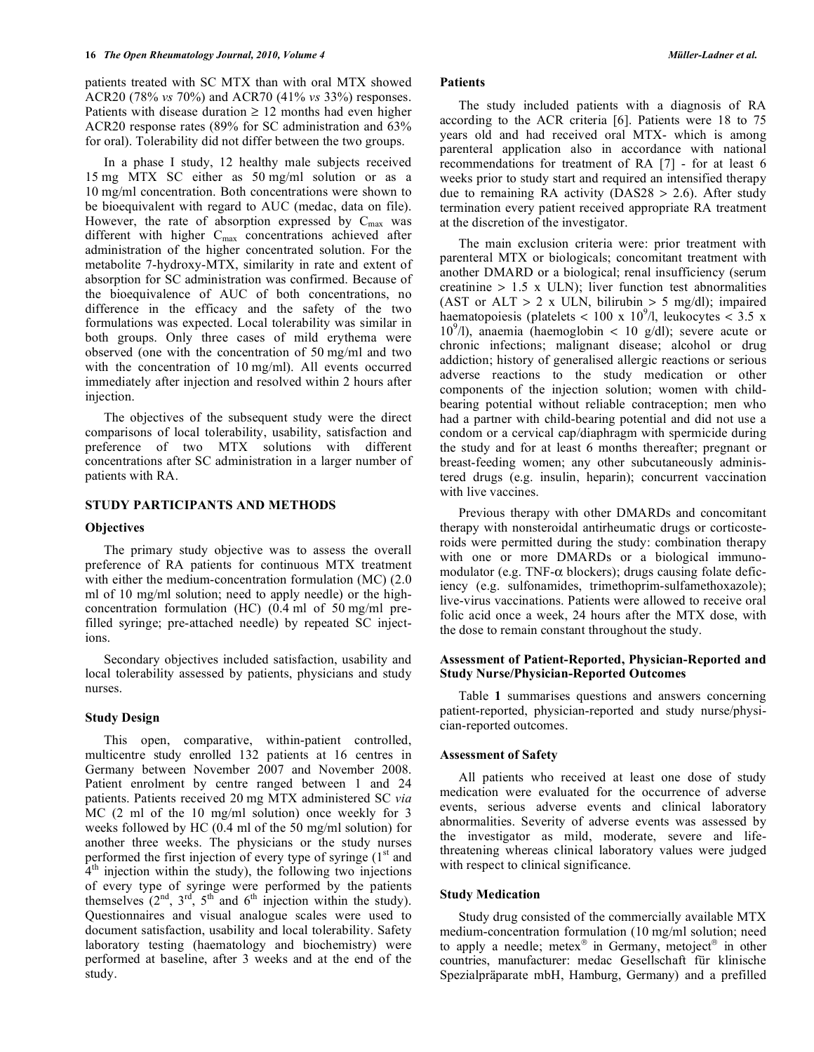patients treated with SC MTX than with oral MTX showed ACR20 (78% *vs* 70%) and ACR70 (41% *vs* 33%) responses. Patients with disease duration ≥ 12 months had even higher ACR20 response rates (89% for SC administration and 63% for oral). Tolerability did not differ between the two groups.

In a phase I study, 12 healthy male subjects received 15 mg MTX SC either as 50 mg/ml solution or as a 10 mg/ml concentration. Both concentrations were shown to be bioequivalent with regard to AUC (medac, data on file). However, the rate of absorption expressed by $C_{max}$ was different with higher $C_{max}$ concentrations achieved after administration of the higher concentrated solution. For the metabolite 7-hydroxy-MTX, similarity in rate and extent of absorption for SC administration was confirmed. Because of the bioequivalence of AUC of both concentrations, no difference in the efficacy and the safety of the two formulations was expected. Local tolerability was similar in both groups. Only three cases of mild erythema were observed (one with the concentration of 50 mg/ml and two with the concentration of 10 mg/ml). All events occurred immediately after injection and resolved within 2 hours after injection.

The objectives of the subsequent study were the direct comparisons of local tolerability, usability, satisfaction and preference of two MTX solutions with different concentrations after SC administration in a larger number of patients with RA.

## STUDY PARTICIPANTS AND METHODS

### Objectives

The primary study objective was to assess the overall preference of RA patients for continuous MTX treatment with either the medium-concentration formulation (MC) (2.0 ml of 10 mg/ml solution; need to apply needle) or the high-concentration formulation (HC) (0.4 ml of 50 mg/ml pre-filled syringe; pre-attached needle) by repeated SC injections.

Secondary objectives included satisfaction, usability and local tolerability assessed by patients, physicians and study nurses.

### Study Design

This open, comparative, within-patient controlled, multicentre study enrolled 132 patients at 16 centres in Germany between November 2007 and November 2008. Patient enrolment by centre ranged between 1 and 24 patients. Patients received 20 mg MTX administered SC *via* MC (2 ml of the 10 mg/ml solution) once weekly for 3 weeks followed by HC (0.4 ml of the 50 mg/ml solution) for another three weeks. The physicians or the study nurses performed the first injection of every type of syringe (1st and 4th injection within the study), the following two injections of every type of syringe were performed by the patients themselves (2nd, 3rd, 5th and 6th injection within the study). Questionnaires and visual analogue scales were used to document satisfaction, usability and local tolerability. Safety laboratory testing (haematology and biochemistry) were performed at baseline, after 3 weeks and at the end of the study.

### Patients

The study included patients with a diagnosis of RA according to the ACR criteria [6]. Patients were 18 to 75 years old and had received oral MTX- which is among parenteral application also in accordance with national recommendations for treatment of RA [7] - for at least 6 weeks prior to study start and required an intensified therapy due to remaining RA activity (DAS28 > 2.6). After study termination every patient received appropriate RA treatment at the discretion of the investigator.

The main exclusion criteria were: prior treatment with parenteral MTX or biologicals; concomitant treatment with another DMARD or a biological; renal insufficiency (serum creatinine > 1.5 x ULN); liver function test abnormalities (AST or ALT > 2 x ULN, bilirubin > 5 mg/dl); impaired haematopoiesis (platelets < 100 x $10^9$/l, leukocytes < 3.5 x $10^9$/l), anaemia (haemoglobin < 10 g/dl); severe acute or chronic infections; malignant disease; alcohol or drug addiction; history of generalised allergic reactions or serious adverse reactions to the study medication or other components of the injection solution; women with child-bearing potential without reliable contraception; men who had a partner with child-bearing potential and did not use a condom or a cervical cap/diaphragm with spermicide during the study and for at least 6 months thereafter; pregnant or breast-feeding women; any other subcutaneously administered drugs (e.g. insulin, heparin); concurrent vaccination with live vaccines.

Previous therapy with other DMARDs and concomitant therapy with nonsteroidal antirheumatic drugs or corticosteroids were permitted during the study: combination therapy with one or more DMARDs or a biological immunomodulator (e.g. TNF-α blockers); drugs causing folate deficiency (e.g. sulfonamides, trimethoprim-sulfamethoxazole); live-virus vaccinations. Patients were allowed to receive oral folic acid once a week, 24 hours after the MTX dose, with the dose to remain constant throughout the study.

### Assessment of Patient-Reported, Physician-Reported and Study Nurse/Physician-Reported Outcomes

Table **1** summarises questions and answers concerning patient-reported, physician-reported and study nurse/physician-reported outcomes.

### Assessment of Safety

All patients who received at least one dose of study medication were evaluated for the occurrence of adverse events, serious adverse events and clinical laboratory abnormalities. Severity of adverse events was assessed by the investigator as mild, moderate, severe and life-threatening whereas clinical laboratory values were judged with respect to clinical significance.

### Study Medication

Study drug consisted of the commercially available MTX medium-concentration formulation (10 mg/ml solution; need to apply a needle; metex® in Germany, metoject® in other countries, manufacturer: medac Gesellschaft für klinische Spezialpräparate mbH, Hamburg, Germany) and a prefilled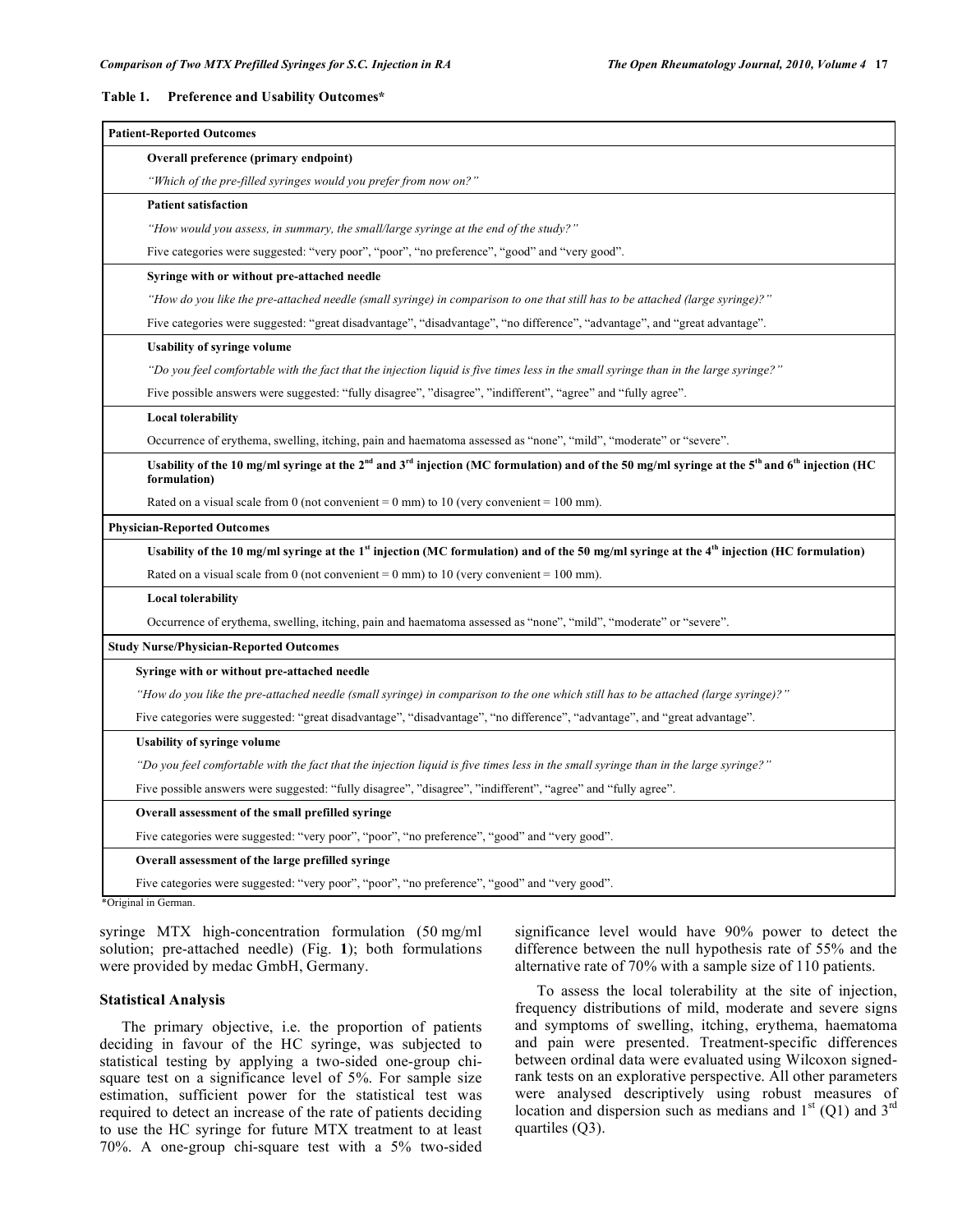**Table 1. Preference and Usability Outcomes***

| Patient-Reported Outcomes |
|---|
| **Overall preference (primary endpoint)** |
| *"Which of the pre-filled syringes would you prefer from now on?"* |
| **Patient satisfaction** |
| *"How would you assess, in summary, the small/large syringe at the end of the study?"* |
| Five categories were suggested: "very poor", "poor", "no preference", "good" and "very good". |
| **Syringe with or without pre-attached needle** |
| *"How do you like the pre-attached needle (small syringe) in comparison to one that still has to be attached (large syringe)?"* |
| Five categories were suggested: "great disadvantage", "disadvantage", "no difference", "advantage", and "great advantage". |
| **Usability of syringe volume** |
| *"Do you feel comfortable with the fact that the injection liquid is five times less in the small syringe than in the large syringe?"* |
| Five possible answers were suggested: "fully disagree", "disagree", "indifferent", "agree" and "fully agree". |
| **Local tolerability** |
| Occurrence of erythema, swelling, itching, pain and haematoma assessed as "none", "mild", "moderate" or "severe". |
| **Usability of the 10 mg/ml syringe at the 2nd and 3rd injection (MC formulation) and of the 50 mg/ml syringe at the 5th and 6th injection (HC formulation)** |
| Rated on a visual scale from 0 (not convenient = 0 mm) to 10 (very convenient = 100 mm). |
| **Physician-Reported Outcomes** |
| **Usability of the 10 mg/ml syringe at the 1st injection (MC formulation) and of the 50 mg/ml syringe at the 4th injection (HC formulation)** |
| Rated on a visual scale from 0 (not convenient = 0 mm) to 10 (very convenient = 100 mm). |
| **Local tolerability** |
| Occurrence of erythema, swelling, itching, pain and haematoma assessed as "none", "mild", "moderate" or "severe". |
| **Study Nurse/Physician-Reported Outcomes** |
| **Syringe with or without pre-attached needle** |
| *"How do you like the pre-attached needle (small syringe) in comparison to the one which still has to be attached (large syringe)?"* |
| Five categories were suggested: "great disadvantage", "disadvantage", "no difference", "advantage", and "great advantage". |
| **Usability of syringe volume** |
| *"Do you feel comfortable with the fact that the injection liquid is five times less in the small syringe than in the large syringe?"* |
| Five possible answers were suggested: "fully disagree", "disagree", "indifferent", "agree" and "fully agree". |
| **Overall assessment of the small prefilled syringe** |
| Five categories were suggested: "very poor", "poor", "no preference", "good" and "very good". |
| **Overall assessment of the large prefilled syringe** |
| Five categories were suggested: "very poor", "poor", "no preference", "good" and "very good". |

*Original in German.

syringe MTX high-concentration formulation (50 mg/ml solution; pre-attached needle) (Fig. **1**); both formulations were provided by medac GmbH, Germany.

### Statistical Analysis

The primary objective, i.e. the proportion of patients deciding in favour of the HC syringe, was subjected to statistical testing by applying a two-sided one-group chi-square test on a significance level of 5%. For sample size estimation, sufficient power for the statistical test was required to detect an increase of the rate of patients deciding to use the HC syringe for future MTX treatment to at least 70%. A one-group chi-square test with a 5% two-sided significance level would have 90% power to detect the difference between the null hypothesis rate of 55% and the alternative rate of 70% with a sample size of 110 patients.

To assess the local tolerability at the site of injection, frequency distributions of mild, moderate and severe signs and symptoms of swelling, itching, erythema, haematoma and pain were presented. Treatment-specific differences between ordinal data were evaluated using Wilcoxon signed-rank tests on an explorative perspective. All other parameters were analysed descriptively using robust measures of location and dispersion such as medians and 1st (Q1) and 3rd quartiles (Q3).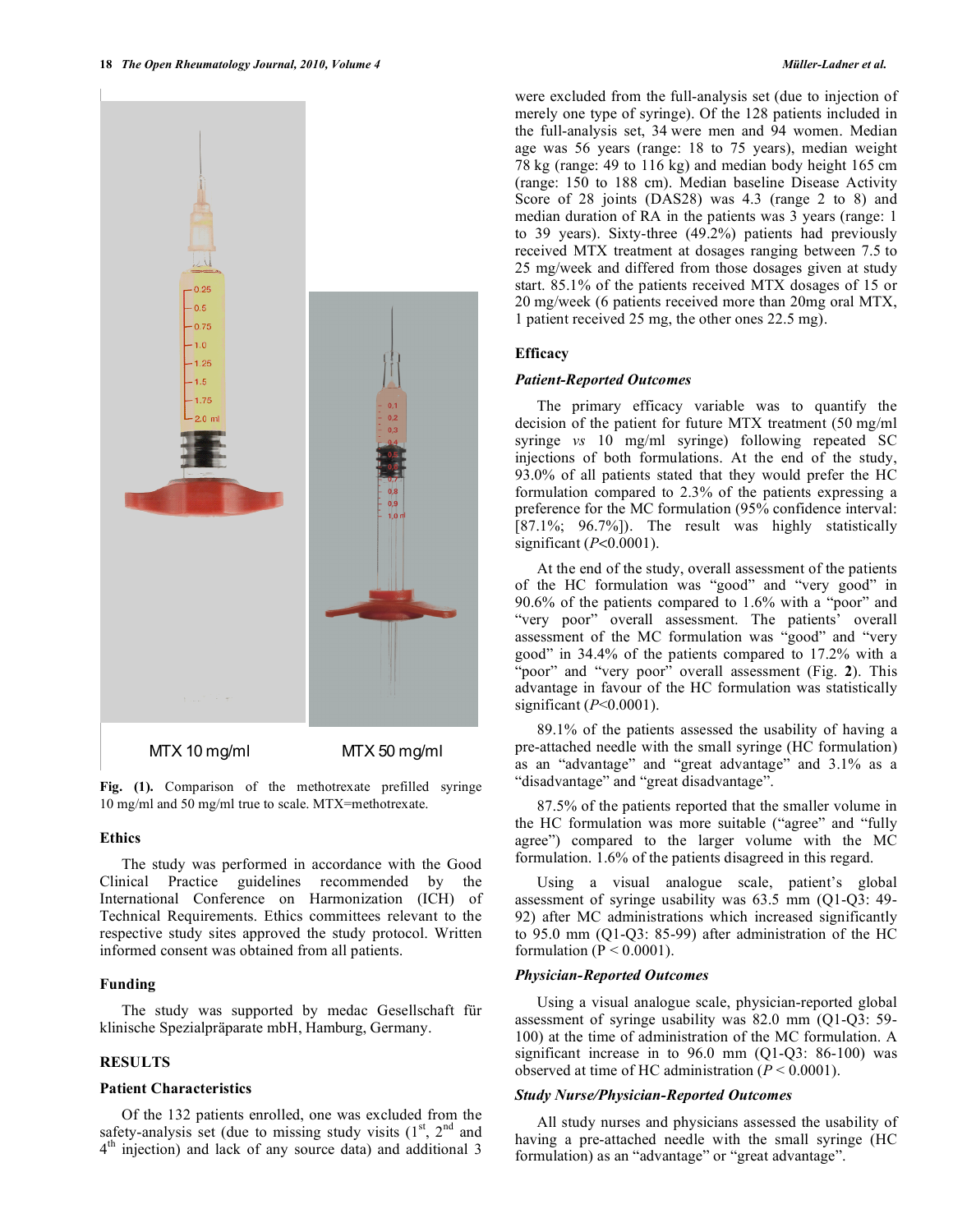MTX 10 mg/ml

MTX 50 mg/ml

**Fig. (1).** Comparison of the methotrexate prefilled syringe 10 mg/ml and 50 mg/ml true to scale. MTX=methotrexate.

### Ethics

The study was performed in accordance with the Good Clinical Practice guidelines recommended by the International Conference on Harmonization (ICH) of Technical Requirements. Ethics committees relevant to the respective study sites approved the study protocol. Written informed consent was obtained from all patients.

### Funding

The study was supported by medac Gesellschaft für klinische Spezialpräparate mbH, Hamburg, Germany.

## RESULTS

### Patient Characteristics

Of the 132 patients enrolled, one was excluded from the safety-analysis set (due to missing study visits (1st, 2nd and 4th injection) and lack of any source data) and additional 3 were excluded from the full-analysis set (due to injection of merely one type of syringe). Of the 128 patients included in the full-analysis set, 34 were men and 94 women. Median age was 56 years (range: 18 to 75 years), median weight 78 kg (range: 49 to 116 kg) and median body height 165 cm (range: 150 to 188 cm). Median baseline Disease Activity Score of 28 joints (DAS28) was 4.3 (range 2 to 8) and median duration of RA in the patients was 3 years (range: 1 to 39 years). Sixty-three (49.2%) patients had previously received MTX treatment at dosages ranging between 7.5 to 25 mg/week and differed from those dosages given at study start. 85.1% of the patients received MTX dosages of 15 or 20 mg/week (6 patients received more than 20mg oral MTX, 1 patient received 25 mg, the other ones 22.5 mg).

### Efficacy

#### *Patient-Reported Outcomes*

The primary efficacy variable was to quantify the decision of the patient for future MTX treatment (50 mg/ml syringe *vs* 10 mg/ml syringe) following repeated SC injections of both formulations. At the end of the study, 93.0% of all patients stated that they would prefer the HC formulation compared to 2.3% of the patients expressing a preference for the MC formulation (95% confidence interval: [87.1%; 96.7%]). The result was highly statistically significant ($P$<0.0001).

At the end of the study, overall assessment of the patients of the HC formulation was "good" and "very good" in 90.6% of the patients compared to 1.6% with a "poor" and "very poor" overall assessment. The patients' overall assessment of the MC formulation was "good" and "very good" in 34.4% of the patients compared to 17.2% with a "poor" and "very poor" overall assessment (Fig. **2**). This advantage in favour of the HC formulation was statistically significant ($P$<0.0001).

89.1% of the patients assessed the usability of having a pre-attached needle with the small syringe (HC formulation) as an "advantage" and "great advantage" and 3.1% as a "disadvantage" and "great disadvantage".

87.5% of the patients reported that the smaller volume in the HC formulation was more suitable ("agree" and "fully agree") compared to the larger volume with the MC formulation. 1.6% of the patients disagreed in this regard.

Using a visual analogue scale, patient's global assessment of syringe usability was 63.5 mm (Q1-Q3: 49-92) after MC administrations which increased significantly to 95.0 mm (Q1-Q3: 85-99) after administration of the HC formulation ($P < 0.0001$).

#### *Physician-Reported Outcomes*

Using a visual analogue scale, physician-reported global assessment of syringe usability was 82.0 mm (Q1-Q3: 59-100) at the time of administration of the MC formulation. A significant increase in to 96.0 mm (Q1-Q3: 86-100) was observed at time of HC administration ($P < 0.0001$).

#### *Study Nurse/Physician-Reported Outcomes*

All study nurses and physicians assessed the usability of having a pre-attached needle with the small syringe (HC formulation) as an "advantage" or "great advantage".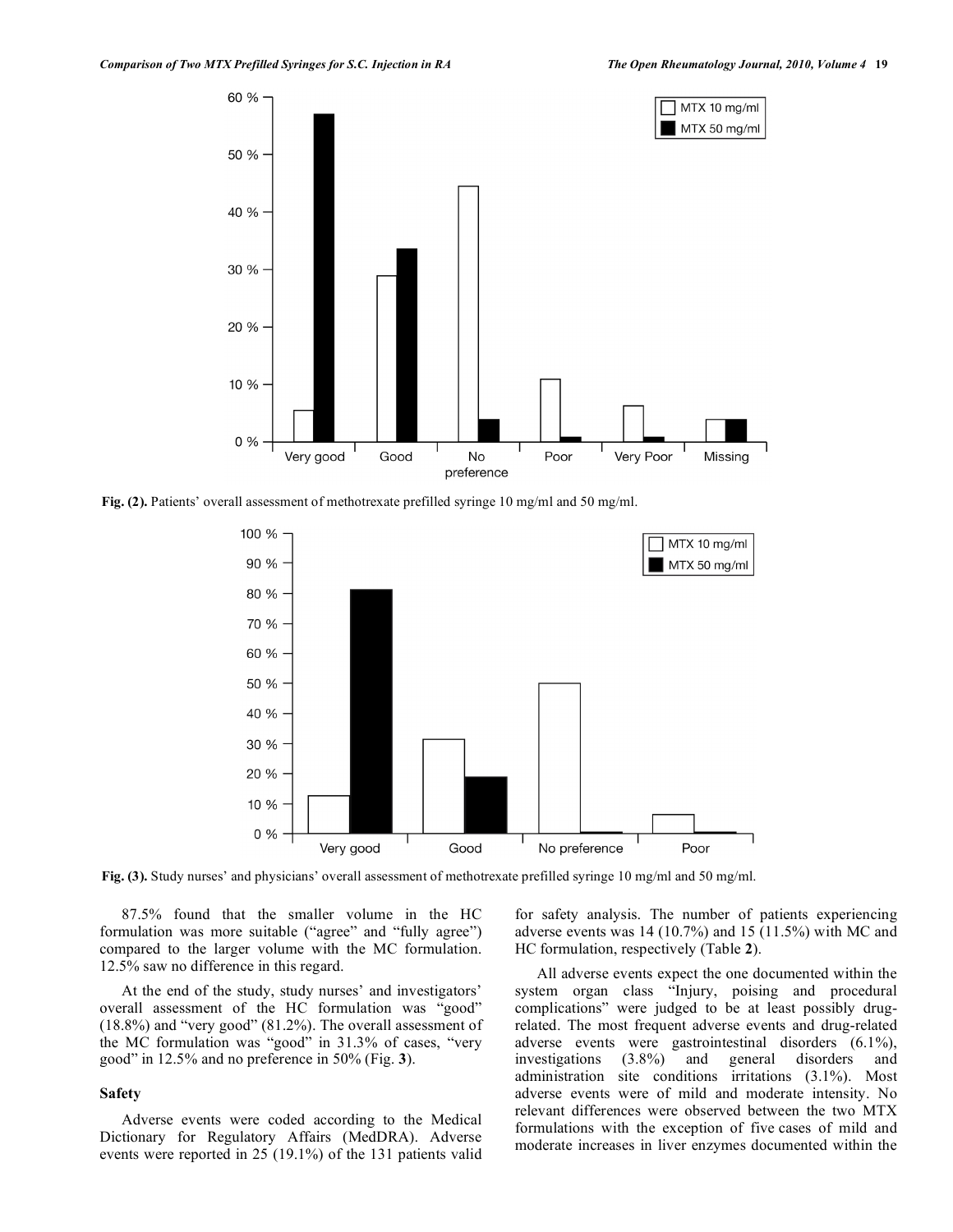Fig. (2). Patients' overall assessment of methotrexate prefilled syringe 10 mg/ml and 50 mg/ml.

Fig. (3). Study nurses' and physicians' overall assessment of methotrexate prefilled syringe 10 mg/ml and 50 mg/ml.

87.5% found that the smaller volume in the HC formulation was more suitable ("agree" and "fully agree") compared to the larger volume with the MC formulation. 12.5% saw no difference in this regard.

At the end of the study, study nurses' and investigators' overall assessment of the HC formulation was "good" (18.8%) and "very good" (81.2%). The overall assessment of the MC formulation was "good" in 31.3% of cases, "very good" in 12.5% and no preference in 50% (Fig. **3**).

## Safety

Adverse events were coded according to the Medical Dictionary for Regulatory Affairs (MedDRA). Adverse events were reported in 25 (19.1%) of the 131 patients valid for safety analysis. The number of patients experiencing adverse events was 14 (10.7%) and 15 (11.5%) with MC and HC formulation, respectively (Table **2**).

All adverse events expect the one documented within the system organ class "Injury, poising and procedural complications" were judged to be at least possibly drug-related. The most frequent adverse events and drug-related adverse events were gastrointestinal disorders (6.1%), investigations (3.8%) and general disorders and administration site conditions irritations (3.1%). Most adverse events were of mild and moderate intensity. No relevant differences were observed between the two MTX formulations with the exception of five cases of mild and moderate increases in liver enzymes documented within the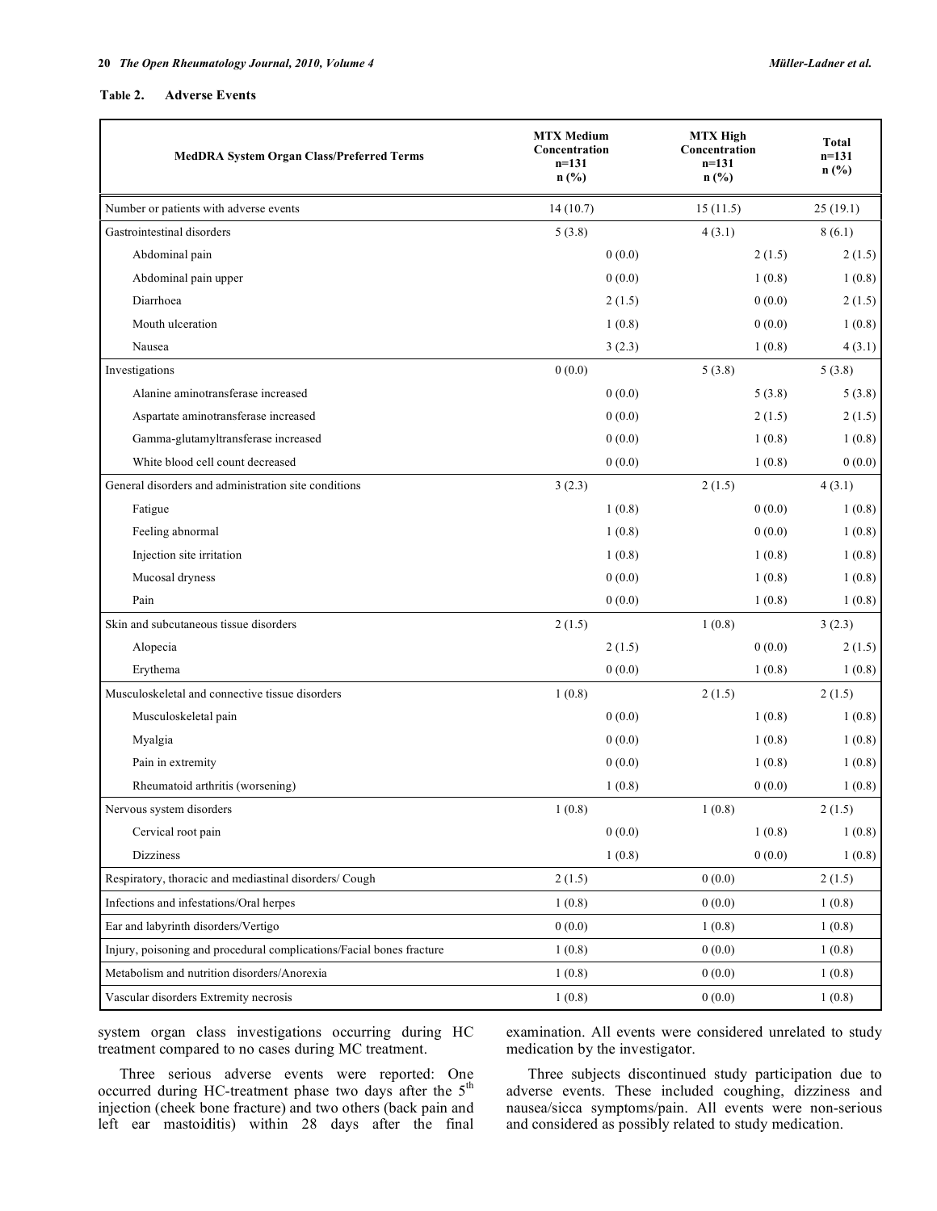**Table 2. Adverse Events**

| MedDRA System Organ Class/Preferred Terms | MTX Medium Concentration n=131 n (%) | MTX High Concentration n=131 n (%) | Total n=131 n (%) |
|---|---|---|---|
| Number or patients with adverse events | 14 (10.7) | 15 (11.5) | 25 (19.1) |
| Gastrointestinal disorders | 5 (3.8) | 4 (3.1) | 8 (6.1) |
| Abdominal pain | 0 (0.0) | 2 (1.5) | 2 (1.5) |
| Abdominal pain upper | 0 (0.0) | 1 (0.8) | 1 (0.8) |
| Diarrhoea | 2 (1.5) | 0 (0.0) | 2 (1.5) |
| Mouth ulceration | 1 (0.8) | 0 (0.0) | 1 (0.8) |
| Nausea | 3 (2.3) | 1 (0.8) | 4 (3.1) |
| Investigations | 0 (0.0) | 5 (3.8) | 5 (3.8) |
| Alanine aminotransferase increased | 0 (0.0) | 5 (3.8) | 5 (3.8) |
| Aspartate aminotransferase increased | 0 (0.0) | 2 (1.5) | 2 (1.5) |
| Gamma-glutamyltransferase increased | 0 (0.0) | 1 (0.8) | 1 (0.8) |
| White blood cell count decreased | 0 (0.0) | 1 (0.8) | 0 (0.0) |
| General disorders and administration site conditions | 3 (2.3) | 2 (1.5) | 4 (3.1) |
| Fatigue | 1 (0.8) | 0 (0.0) | 1 (0.8) |
| Feeling abnormal | 1 (0.8) | 0 (0.0) | 1 (0.8) |
| Injection site irritation | 1 (0.8) | 1 (0.8) | 1 (0.8) |
| Mucosal dryness | 0 (0.0) | 1 (0.8) | 1 (0.8) |
| Pain | 0 (0.0) | 1 (0.8) | 1 (0.8) |
| Skin and subcutaneous tissue disorders | 2 (1.5) | 1 (0.8) | 3 (2.3) |
| Alopecia | 2 (1.5) | 0 (0.0) | 2 (1.5) |
| Erythema | 0 (0.0) | 1 (0.8) | 1 (0.8) |
| Musculoskeletal and connective tissue disorders | 1 (0.8) | 2 (1.5) | 2 (1.5) |
| Musculoskeletal pain | 0 (0.0) | 1 (0.8) | 1 (0.8) |
| Myalgia | 0 (0.0) | 1 (0.8) | 1 (0.8) |
| Pain in extremity | 0 (0.0) | 1 (0.8) | 1 (0.8) |
| Rheumatoid arthritis (worsening) | 1 (0.8) | 0 (0.0) | 1 (0.8) |
| Nervous system disorders | 1 (0.8) | 1 (0.8) | 2 (1.5) |
| Cervical root pain | 0 (0.0) | 1 (0.8) | 1 (0.8) |
| Dizziness | 1 (0.8) | 0 (0.0) | 1 (0.8) |
| Respiratory, thoracic and mediastinal disorders/ Cough | 2 (1.5) | 0 (0.0) | 2 (1.5) |
| Infections and infestations/Oral herpes | 1 (0.8) | 0 (0.0) | 1 (0.8) |
| Ear and labyrinth disorders/Vertigo | 0 (0.0) | 1 (0.8) | 1 (0.8) |
| Injury, poisoning and procedural complications/Facial bones fracture | 1 (0.8) | 0 (0.0) | 1 (0.8) |
| Metabolism and nutrition disorders/Anorexia | 1 (0.8) | 0 (0.0) | 1 (0.8) |
| Vascular disorders Extremity necrosis | 1 (0.8) | 0 (0.0) | 1 (0.8) |

system organ class investigations occurring during HC treatment compared to no cases during MC treatment.

Three serious adverse events were reported: One occurred during HC-treatment phase two days after the 5$^{th}$ injection (cheek bone fracture) and two others (back pain and left ear mastoiditis) within 28 days after the final examination. All events were considered unrelated to study medication by the investigator.

Three subjects discontinued study participation due to adverse events. These included coughing, dizziness and nausea/sicca symptoms/pain. All events were non-serious and considered as possibly related to study medication.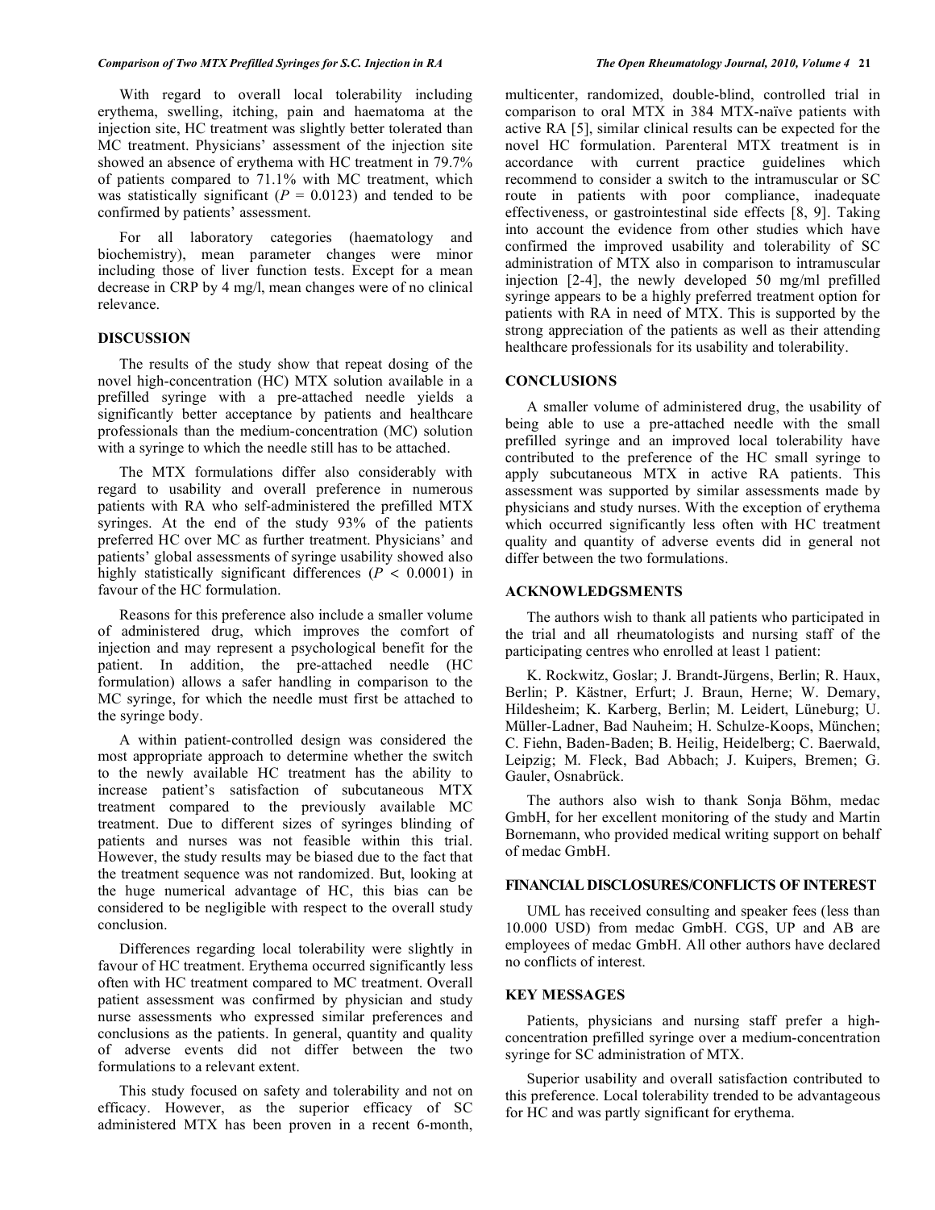With regard to overall local tolerability including erythema, swelling, itching, pain and haematoma at the injection site, HC treatment was slightly better tolerated than MC treatment. Physicians' assessment of the injection site showed an absence of erythema with HC treatment in 79.7% of patients compared to 71.1% with MC treatment, which was statistically significant ($P = 0.0123$) and tended to be confirmed by patients' assessment.

For all laboratory categories (haematology and biochemistry), mean parameter changes were minor including those of liver function tests. Except for a mean decrease in CRP by 4 mg/l, mean changes were of no clinical relevance.

## DISCUSSION

The results of the study show that repeat dosing of the novel high-concentration (HC) MTX solution available in a prefilled syringe with a pre-attached needle yields a significantly better acceptance by patients and healthcare professionals than the medium-concentration (MC) solution with a syringe to which the needle still has to be attached.

The MTX formulations differ also considerably with regard to usability and overall preference in numerous patients with RA who self-administered the prefilled MTX syringes. At the end of the study 93% of the patients preferred HC over MC as further treatment. Physicians' and patients' global assessments of syringe usability showed also highly statistically significant differences ($P < 0.0001$) in favour of the HC formulation.

Reasons for this preference also include a smaller volume of administered drug, which improves the comfort of injection and may represent a psychological benefit for the patient. In addition, the pre-attached needle (HC formulation) allows a safer handling in comparison to the MC syringe, for which the needle must first be attached to the syringe body.

A within patient-controlled design was considered the most appropriate approach to determine whether the switch to the newly available HC treatment has the ability to increase patient's satisfaction of subcutaneous MTX treatment compared to the previously available MC treatment. Due to different sizes of syringes blinding of patients and nurses was not feasible within this trial. However, the study results may be biased due to the fact that the treatment sequence was not randomized. But, looking at the huge numerical advantage of HC, this bias can be considered to be negligible with respect to the overall study conclusion.

Differences regarding local tolerability were slightly in favour of HC treatment. Erythema occurred significantly less often with HC treatment compared to MC treatment. Overall patient assessment was confirmed by physician and study nurse assessments who expressed similar preferences and conclusions as the patients. In general, quantity and quality of adverse events did not differ between the two formulations to a relevant extent.

This study focused on safety and tolerability and not on efficacy. However, as the superior efficacy of SC administered MTX has been proven in a recent 6-month, multicenter, randomized, double-blind, controlled trial in comparison to oral MTX in 384 MTX-naïve patients with active RA [5], similar clinical results can be expected for the novel HC formulation. Parenteral MTX treatment is in accordance with current practice guidelines which recommend to consider a switch to the intramuscular or SC route in patients with poor compliance, inadequate effectiveness, or gastrointestinal side effects [8, 9]. Taking into account the evidence from other studies which have confirmed the improved usability and tolerability of SC administration of MTX also in comparison to intramuscular injection [2-4], the newly developed 50 mg/ml prefilled syringe appears to be a highly preferred treatment option for patients with RA in need of MTX. This is supported by the strong appreciation of the patients as well as their attending healthcare professionals for its usability and tolerability.

## CONCLUSIONS

A smaller volume of administered drug, the usability of being able to use a pre-attached needle with the small prefilled syringe and an improved local tolerability have contributed to the preference of the HC small syringe to apply subcutaneous MTX in active RA patients. This assessment was supported by similar assessments made by physicians and study nurses. With the exception of erythema which occurred significantly less often with HC treatment quality and quantity of adverse events did in general not differ between the two formulations.

## ACKNOWLEDGSMENTS

The authors wish to thank all patients who participated in the trial and all rheumatologists and nursing staff of the participating centres who enrolled at least 1 patient:

K. Rockwitz, Goslar; J. Brandt-Jürgens, Berlin; R. Haux, Berlin; P. Kästner, Erfurt; J. Braun, Herne; W. Demary, Hildesheim; K. Karberg, Berlin; M. Leidert, Lüneburg; U. Müller-Ladner, Bad Nauheim; H. Schulze-Koops, München; C. Fiehn, Baden-Baden; B. Heilig, Heidelberg; C. Baerwald, Leipzig; M. Fleck, Bad Abbach; J. Kuipers, Bremen; G. Gauler, Osnabrück.

The authors also wish to thank Sonja Böhm, medac GmbH, for her excellent monitoring of the study and Martin Bornemann, who provided medical writing support on behalf of medac GmbH.

## FINANCIAL DISCLOSURES/CONFLICTS OF INTEREST

UML has received consulting and speaker fees (less than 10.000 USD) from medac GmbH. CGS, UP and AB are employees of medac GmbH. All other authors have declared no conflicts of interest.

## KEY MESSAGES

Patients, physicians and nursing staff prefer a high-concentration prefilled syringe over a medium-concentration syringe for SC administration of MTX.

Superior usability and overall satisfaction contributed to this preference. Local tolerability trended to be advantageous for HC and was partly significant for erythema.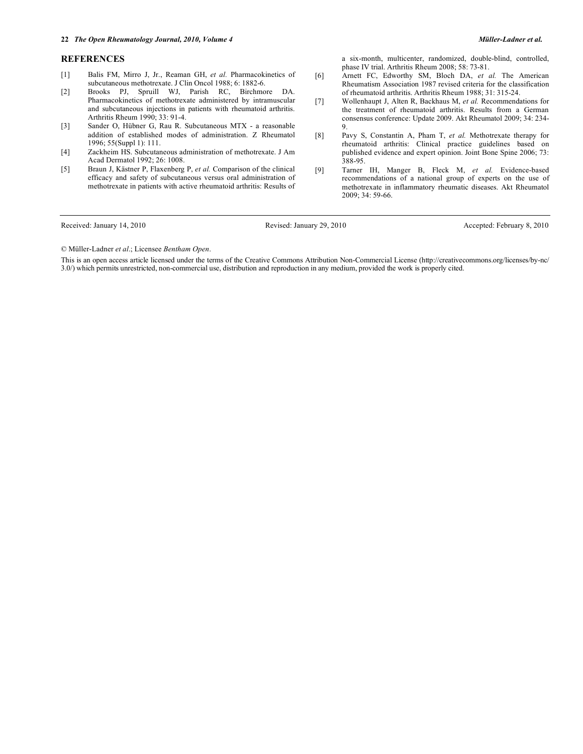## REFERENCES

[1] Balis FM, Mirro J, Jr., Reaman GH, *et al.* Pharmacokinetics of subcutaneous methotrexate. J Clin Oncol 1988; 6: 1882-6.

[2] Brooks PJ, Spruill WJ, Parish RC, Birchmore DA. Pharmacokinetics of methotrexate administered by intramuscular and subcutaneous injections in patients with rheumatoid arthritis. Arthritis Rheum 1990; 33: 91-4.

[3] Sander O, Hübner G, Rau R. Subcutaneous MTX - a reasonable addition of established modes of administration. Z Rheumatol 1996; 55(Suppl 1): 111.

[4] Zackheim HS. Subcutaneous administration of methotrexate. J Am Acad Dermatol 1992; 26: 1008.

[5] Braun J, Kästner P, Flaxenberg P, *et al.* Comparison of the clinical efficacy and safety of subcutaneous versus oral administration of methotrexate in patients with active rheumatoid arthritis: Results of a six-month, multicenter, randomized, double-blind, controlled, phase IV trial. Arthritis Rheum 2008; 58: 73-81.

[6] Arnett FC, Edworthy SM, Bloch DA, *et al.* The American Rheumatism Association 1987 revised criteria for the classification of rheumatoid arthritis. Arthritis Rheum 1988; 31: 315-24.

[7] Wollenhaupt J, Alten R, Backhaus M, *et al.* Recommendations for the treatment of rheumatoid arthritis. Results from a German consensus conference: Update 2009. Akt Rheumatol 2009; 34: 234-9.

[8] Pavy S, Constantin A, Pham T, *et al.* Methotrexate therapy for rheumatoid arthritis: Clinical practice guidelines based on published evidence and expert opinion. Joint Bone Spine 2006; 73: 388-95.

[9] Tarner IH, Manger B, Fleck M, *et al.* Evidence-based recommendations of a national group of experts on the use of methotrexate in inflammatory rheumatic diseases. Akt Rheumatol 2009; 34: 59-66.

Received: January 14, 2010 Revised: January 29, 2010 Accepted: February 8, 2010

© Müller-Ladner *et al*.; Licensee *Bentham Open*.

This is an open access article licensed under the terms of the Creative Commons Attribution Non-Commercial License (http://creativecommons.org/licenses/by-nc/3.0/) which permits unrestricted, non-commercial use, distribution and reproduction in any medium, provided the work is properly cited.